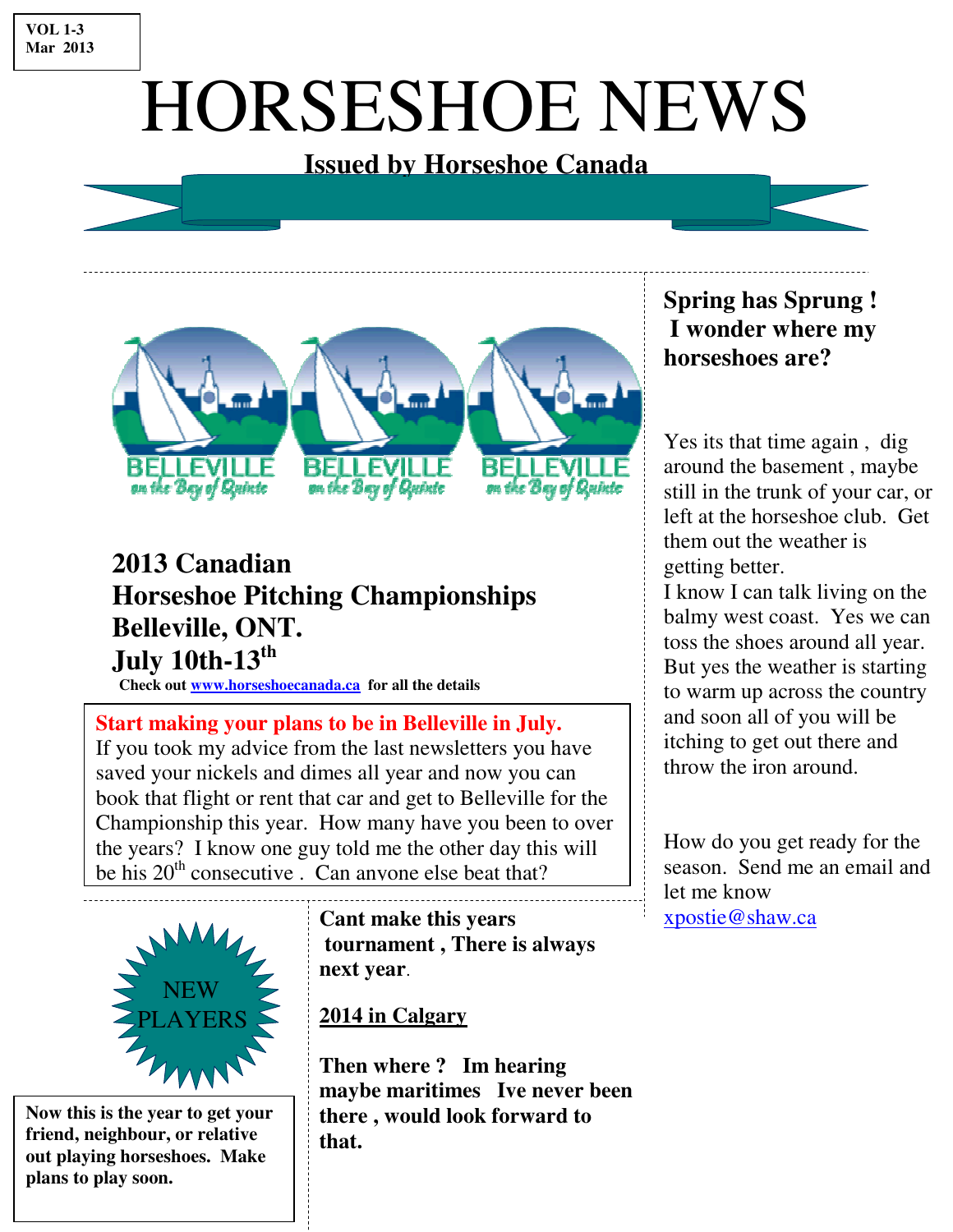VOL 1-3
Mar 2013

# HORSESHOE NEWS

**Issued by Horseshoe Canada**

BELLEVILLE on the Bay of Quinte

## 2013 Canadian Horseshoe Pitching Championships Belleville, ONT. July 10th-13th

**Check out www.horseshoecanada.ca for all the details**

**Start making your plans to be in Belleville in July.**
If you took my advice from the last newsletters you have saved your nickels and dimes all year and now you can book that flight or rent that car and get to Belleville for the Championship this year. How many have you been to over the years? I know one guy told me the other day this will be his 20th consecutive . Can anyone else beat that?

NEW PLAYERS

**Now this is the year to get your friend, neighbour, or relative out playing horseshoes. Make plans to play soon.**

**Cant make this years tournament , There is always next year.**

**2014 in Calgary**

**Then where ? Im hearing maybe maritimes Ive never been there , would look forward to that.**

## Spring has Sprung ! I wonder where my horseshoes are?

Yes its that time again , dig around the basement , maybe still in the trunk of your car, or left at the horseshoe club. Get them out the weather is getting better.
I know I can talk living on the balmy west coast. Yes we can toss the shoes around all year. But yes the weather is starting to warm up across the country and soon all of you will be itching to get out there and throw the iron around.

How do you get ready for the season. Send me an email and let me know
xpostie@shaw.ca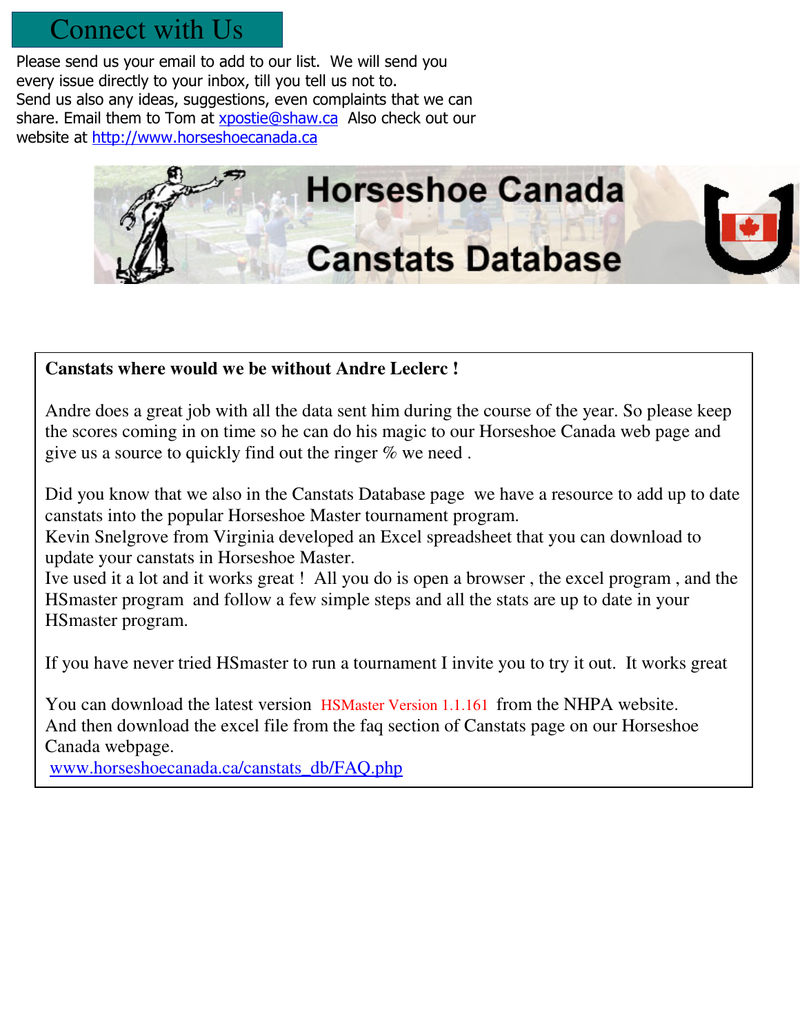## Connect with Us

Please send us your email to add to our list. We will send you every issue directly to your inbox, till you tell us not to.
Send us also any ideas, suggestions, even complaints that we can share. Email them to Tom at xpostie@shaw.ca Also check out our website at http://www.horseshoecanada.ca

Horseshoe Canada

Canstats Database

**Canstats where would we be without Andre Leclerc !**

Andre does a great job with all the data sent him during the course of the year. So please keep the scores coming in on time so he can do his magic to our Horseshoe Canada web page and give us a source to quickly find out the ringer % we need .

Did you know that we also in the Canstats Database page we have a resource to add up to date canstats into the popular Horseshoe Master tournament program.
Kevin Snelgrove from Virginia developed an Excel spreadsheet that you can download to update your canstats in Horseshoe Master.
Ive used it a lot and it works great ! All you do is open a browser , the excel program , and the HSmaster program and follow a few simple steps and all the stats are up to date in your HSmaster program.

If you have never tried HSmaster to run a tournament I invite you to try it out. It works great

You can download the latest version HSMaster Version 1.1.161 from the NHPA website.
And then download the excel file from the faq section of Canstats page on our Horseshoe Canada webpage.
www.horseshoecanada.ca/canstats_db/FAQ.php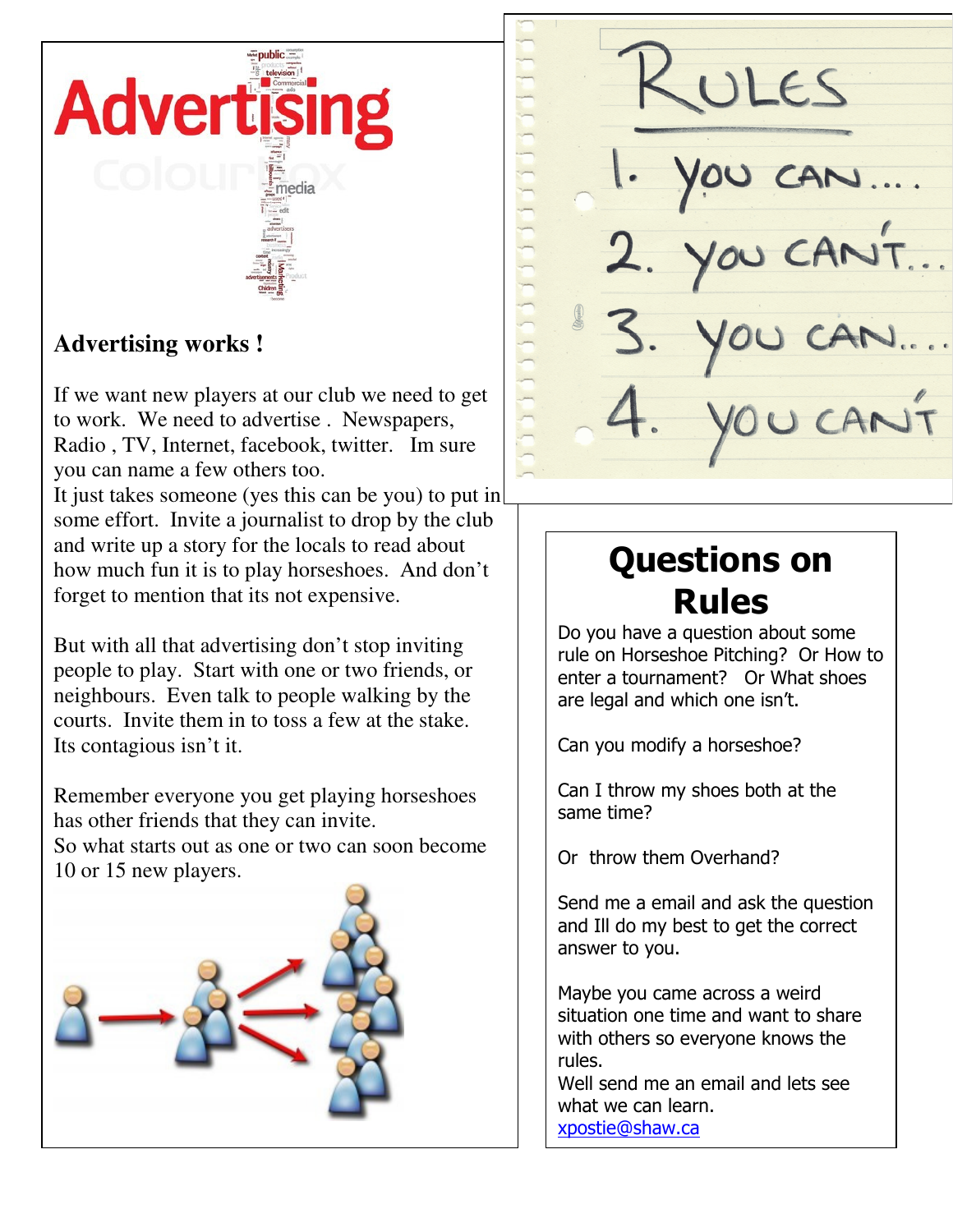# Advertising

## Advertising works !

If we want new players at our club we need to get to work. We need to advertise . Newspapers, Radio , TV, Internet, facebook, twitter. Im sure you can name a few others too.
It just takes someone (yes this can be you) to put in some effort. Invite a journalist to drop by the club and write up a story for the locals to read about how much fun it is to play horseshoes. And don't forget to mention that its not expensive.

But with all that advertising don't stop inviting people to play. Start with one or two friends, or neighbours. Even talk to people walking by the courts. Invite them in to toss a few at the stake. Its contagious isn't it.

Remember everyone you get playing horseshoes has other friends that they can invite.
So what starts out as one or two can soon become 10 or 15 new players.

RULES

1. YOU CAN....
2. YOU CAN'T...
3. YOU CAN....
4. YOU CAN'T

## Questions on Rules

Do you have a question about some rule on Horseshoe Pitching? Or How to enter a tournament? Or What shoes are legal and which one isn't.

Can you modify a horseshoe?

Can I throw my shoes both at the same time?

Or throw them Overhand?

Send me a email and ask the question and Ill do my best to get the correct answer to you.

Maybe you came across a weird situation one time and want to share with others so everyone knows the rules.
Well send me an email and lets see what we can learn.
xpostie@shaw.ca